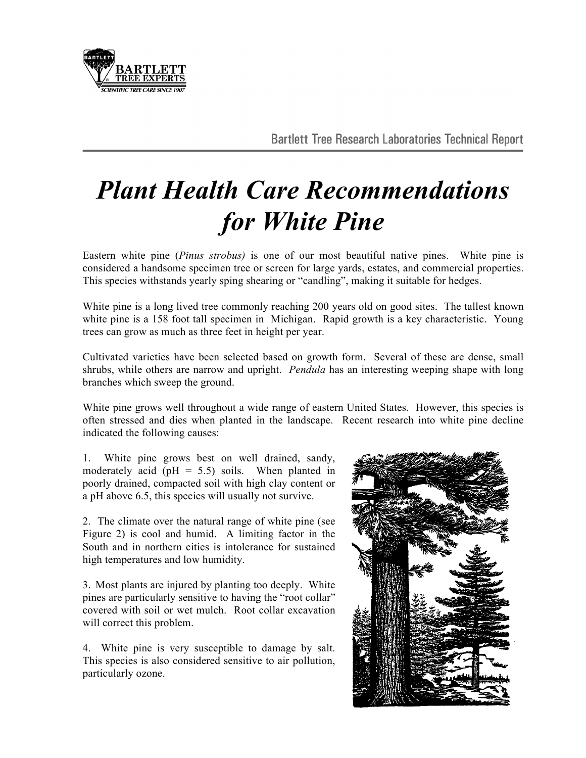Bartlett Tree Research Laboratories Technical Report

# *Plant Health Care Recommendations for White Pine*

Eastern white pine (*Pinus strobus)* is one of our most beautiful native pines. White pine is considered a handsome specimen tree or screen for large yards, estates, and commercial properties. This species withstands yearly sping shearing or "candling", making it suitable for hedges.

White pine is a long lived tree commonly reaching 200 years old on good sites. The tallest known white pine is a 158 foot tall specimen in Michigan. Rapid growth is a key characteristic. Young trees can grow as much as three feet in height per year.

Cultivated varieties have been selected based on growth form. Several of these are dense, small shrubs, while others are narrow and upright. *Pendula* has an interesting weeping shape with long branches which sweep the ground.

White pine grows well throughout a wide range of eastern United States. However, this species is often stressed and dies when planted in the landscape. Recent research into white pine decline indicated the following causes:

1. White pine grows best on well drained, sandy, moderately acid (pH = 5.5) soils. When planted in poorly drained, compacted soil with high clay content or a pH above 6.5, this species will usually not survive.

2. The climate over the natural range of white pine (see Figure 2) is cool and humid. A limiting factor in the South and in northern cities is intolerance for sustained high temperatures and low humidity.

3. Most plants are injured by planting too deeply. White pines are particularly sensitive to having the "root collar" covered with soil or wet mulch. Root collar excavation will correct this problem.

4. White pine is very susceptible to damage by salt. This species is also considered sensitive to air pollution, particularly ozone.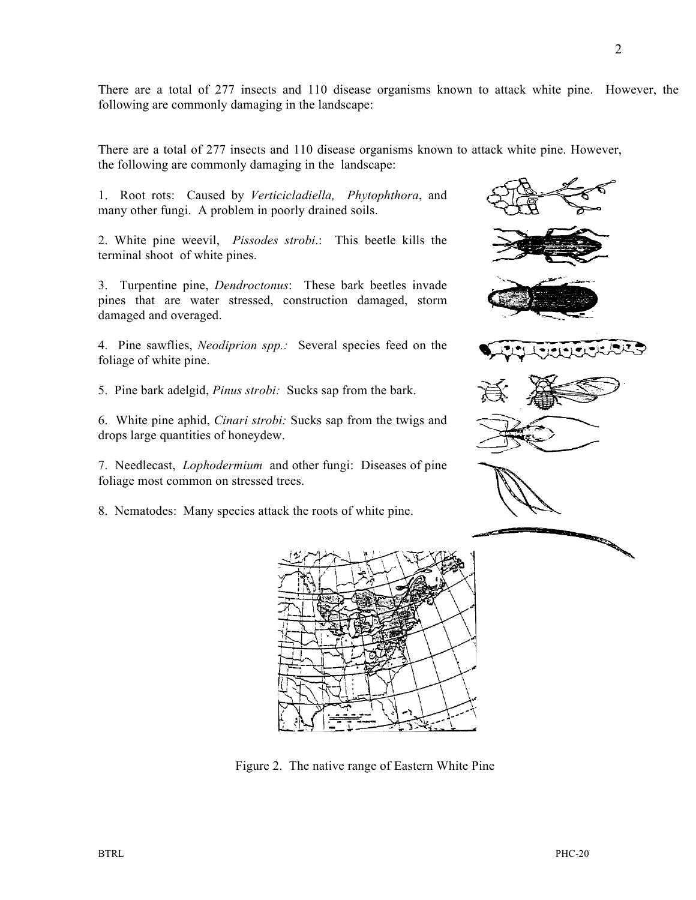There are a total of 277 insects and 110 disease organisms known to attack white pine. However, the following are commonly damaging in the landscape:

There are a total of 277 insects and 110 disease organisms known to attack white pine. However, the following are commonly damaging in the landscape:

1. Root rots: Caused by *Verticicladiella, Phytophthora*, and many other fungi. A problem in poorly drained soils.

2. White pine weevil, *Pissodes strobi*.: This beetle kills the terminal shoot of white pines.

3. Turpentine pine, *Dendroctonus*: These bark beetles invade pines that are water stressed, construction damaged, storm damaged and overaged.

4. Pine sawflies, *Neodiprion spp.:* Several species feed on the foliage of white pine.

5. Pine bark adelgid, *Pinus strobi:* Sucks sap from the bark.

6. White pine aphid, *Cinari strobi:* Sucks sap from the twigs and drops large quantities of honeydew.

7. Needlecast, *Lophodermium* and other fungi: Diseases of pine foliage most common on stressed trees.

8. Nematodes: Many species attack the roots of white pine.

Figure 2. The native range of Eastern White Pine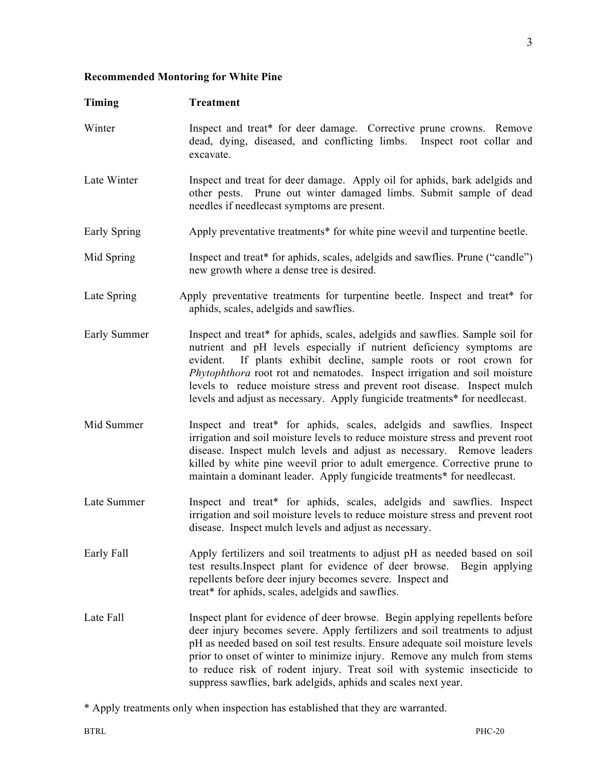**Recommended Montoring for White Pine**

| **Timing** | **Treatment** |
|---|---|
| Winter | Inspect and treat* for deer damage. Corrective prune crowns. Remove dead, dying, diseased, and conflicting limbs. Inspect root collar and excavate. |
| Late Winter | Inspect and treat for deer damage. Apply oil for aphids, bark adelgids and other pests. Prune out winter damaged limbs. Submit sample of dead needles if needlecast symptoms are present. |
| Early Spring | Apply preventative treatments* for white pine weevil and turpentine beetle. |
| Mid Spring | Inspect and treat* for aphids, scales, adelgids and sawflies. Prune ("candle") new growth where a dense tree is desired. |
| Late Spring | Apply preventative treatments for turpentine beetle. Inspect and treat* for aphids, scales, adelgids and sawflies. |
| Early Summer | Inspect and treat* for aphids, scales, adelgids and sawflies. Sample soil for nutrient and pH levels especially if nutrient deficiency symptoms are evident. If plants exhibit decline, sample roots or root crown for *Phytophthora* root rot and nematodes. Inspect irrigation and soil moisture levels to reduce moisture stress and prevent root disease. Inspect mulch levels and adjust as necessary. Apply fungicide treatments* for needlecast. |
| Mid Summer | Inspect and treat* for aphids, scales, adelgids and sawflies. Inspect irrigation and soil moisture levels to reduce moisture stress and prevent root disease. Inspect mulch levels and adjust as necessary. Remove leaders killed by white pine weevil prior to adult emergence. Corrective prune to maintain a dominant leader. Apply fungicide treatments* for needlecast. |
| Late Summer | Inspect and treat* for aphids, scales, adelgids and sawflies. Inspect irrigation and soil moisture levels to reduce moisture stress and prevent root disease. Inspect mulch levels and adjust as necessary. |
| Early Fall | Apply fertilizers and soil treatments to adjust pH as needed based on soil test results.Inspect plant for evidence of deer browse. Begin applying repellents before deer injury becomes severe. Inspect and treat* for aphids, scales, adelgids and sawflies. |
| Late Fall | Inspect plant for evidence of deer browse. Begin applying repellents before deer injury becomes severe. Apply fertilizers and soil treatments to adjust pH as needed based on soil test results. Ensure adequate soil moisture levels prior to onset of winter to minimize injury. Remove any mulch from stems to reduce risk of rodent injury. Treat soil with systemic insecticide to suppress sawflies, bark adelgids, aphids and scales next year. |

* Apply treatments only when inspection has established that they are warranted.